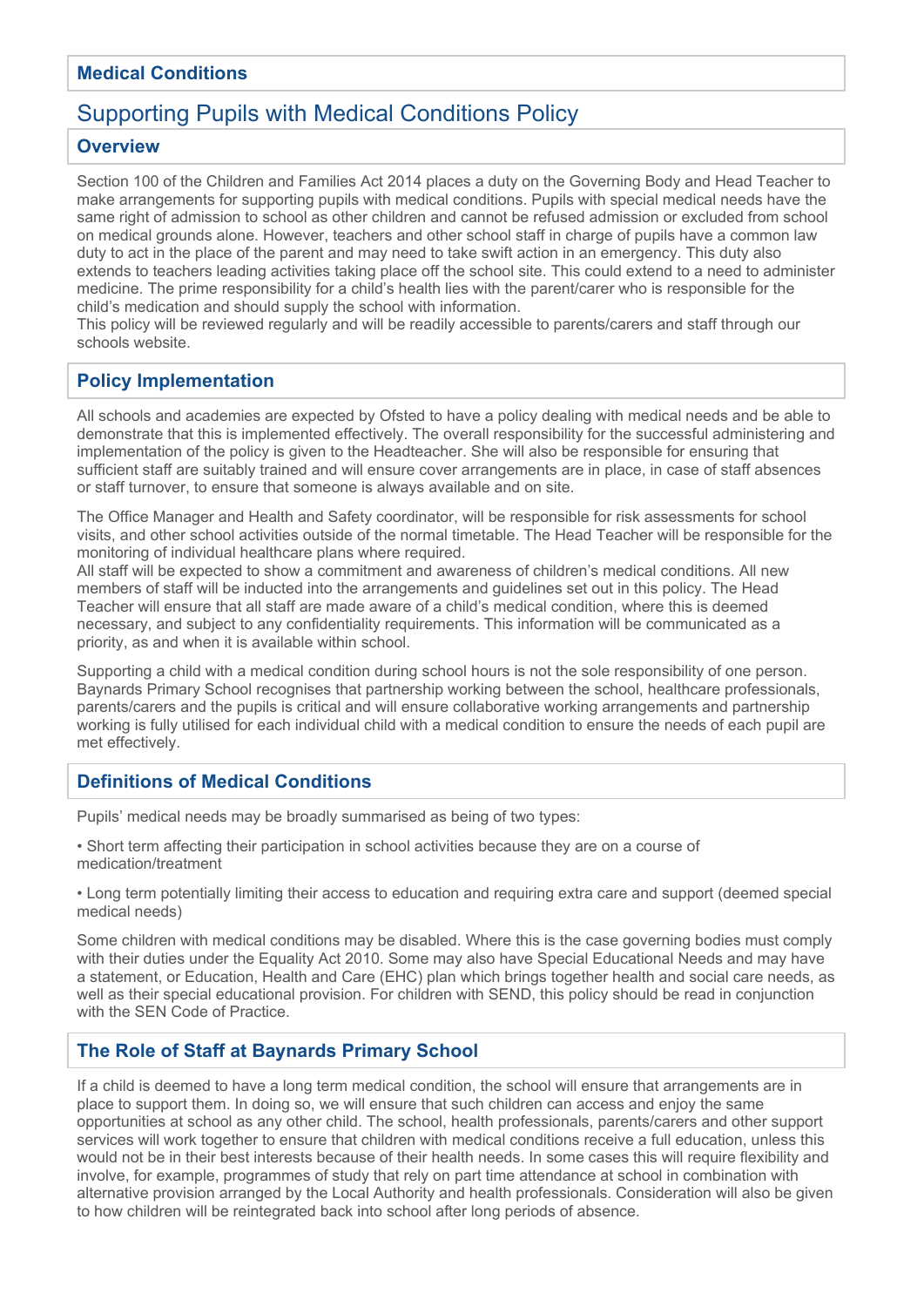## Medical Conditions

# Supporting Pupils with Medical Conditions Policy

## Overview

Section 100 of the Children and Families Act 2014 places a duty on the Governing Body and Head Teacher to make arrangements for supporting pupils with medical conditions. Pupils with special medical needs have the same right of admission to school as other children and cannot be refused admission or excluded from school on medical grounds alone. However, teachers and other school staff in charge of pupils have a common law duty to act in the place of the parent and may need to take swift action in an emergency. This duty also extends to teachers leading activities taking place off the school site. This could extend to a need to administer medicine. The prime responsibility for a child's health lies with the parent/carer who is responsible for the child's medication and should supply the school with information.
This policy will be reviewed regularly and will be readily accessible to parents/carers and staff through our schools website.

## Policy Implementation

All schools and academies are expected by Ofsted to have a policy dealing with medical needs and be able to demonstrate that this is implemented effectively. The overall responsibility for the successful administering and implementation of the policy is given to the Headteacher. She will also be responsible for ensuring that sufficient staff are suitably trained and will ensure cover arrangements are in place, in case of staff absences or staff turnover, to ensure that someone is always available and on site.

The Office Manager and Health and Safety coordinator, will be responsible for risk assessments for school visits, and other school activities outside of the normal timetable. The Head Teacher will be responsible for the monitoring of individual healthcare plans where required.
All staff will be expected to show a commitment and awareness of children's medical conditions. All new members of staff will be inducted into the arrangements and guidelines set out in this policy. The Head Teacher will ensure that all staff are made aware of a child's medical condition, where this is deemed necessary, and subject to any confidentiality requirements. This information will be communicated as a priority, as and when it is available within school.

Supporting a child with a medical condition during school hours is not the sole responsibility of one person. Baynards Primary School recognises that partnership working between the school, healthcare professionals, parents/carers and the pupils is critical and will ensure collaborative working arrangements and partnership working is fully utilised for each individual child with a medical condition to ensure the needs of each pupil are met effectively.

## Definitions of Medical Conditions

Pupils' medical needs may be broadly summarised as being of two types:

- Short term affecting their participation in school activities because they are on a course of medication/treatment
- Long term potentially limiting their access to education and requiring extra care and support (deemed special medical needs)

Some children with medical conditions may be disabled. Where this is the case governing bodies must comply with their duties under the Equality Act 2010. Some may also have Special Educational Needs and may have a statement, or Education, Health and Care (EHC) plan which brings together health and social care needs, as well as their special educational provision. For children with SEND, this policy should be read in conjunction with the SEN Code of Practice.

## The Role of Staff at Baynards Primary School

If a child is deemed to have a long term medical condition, the school will ensure that arrangements are in place to support them. In doing so, we will ensure that such children can access and enjoy the same opportunities at school as any other child. The school, health professionals, parents/carers and other support services will work together to ensure that children with medical conditions receive a full education, unless this would not be in their best interests because of their health needs. In some cases this will require flexibility and involve, for example, programmes of study that rely on part time attendance at school in combination with alternative provision arranged by the Local Authority and health professionals. Consideration will also be given to how children will be reintegrated back into school after long periods of absence.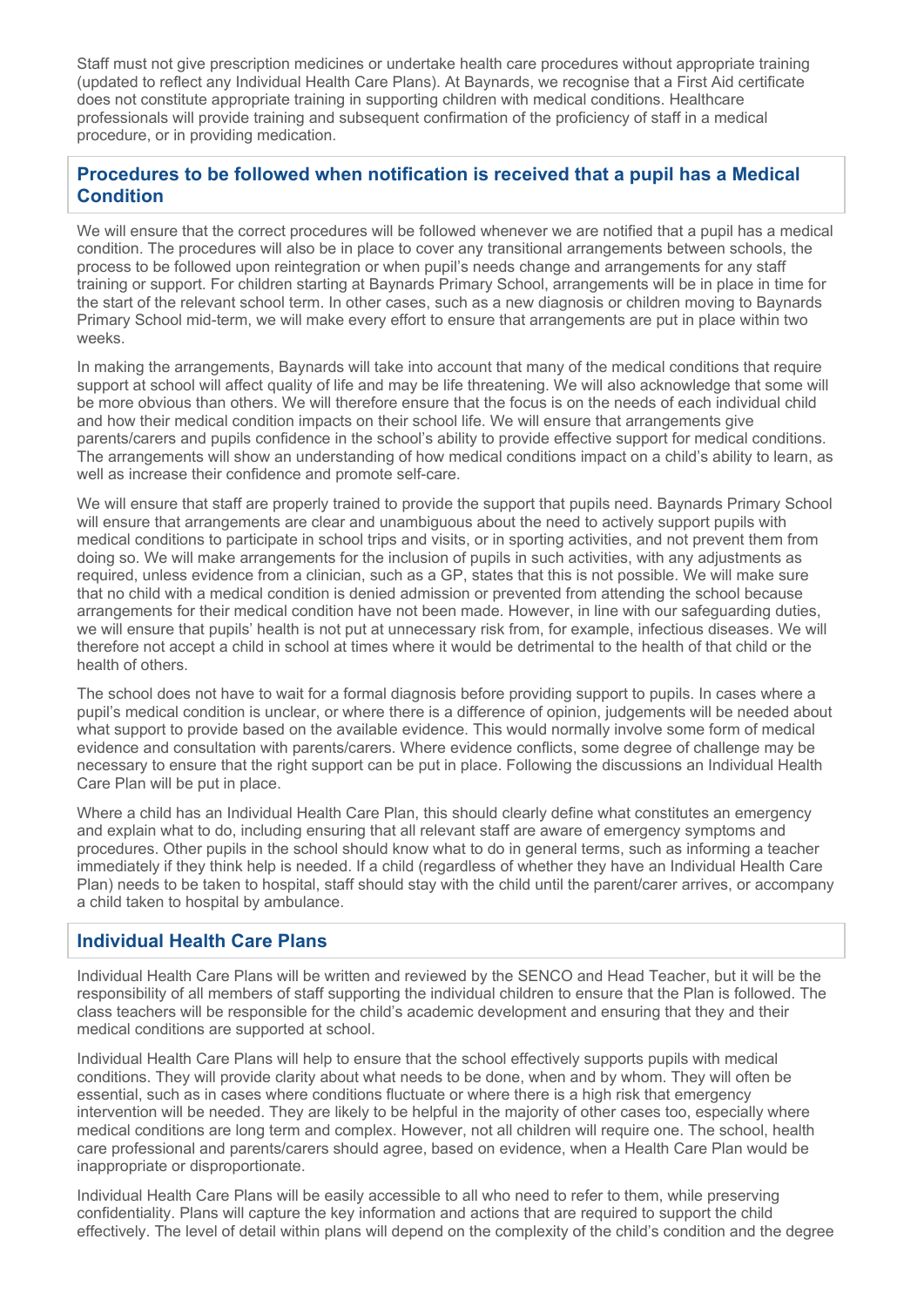Staff must not give prescription medicines or undertake health care procedures without appropriate training (updated to reflect any Individual Health Care Plans). At Baynards, we recognise that a First Aid certificate does not constitute appropriate training in supporting children with medical conditions. Healthcare professionals will provide training and subsequent confirmation of the proficiency of staff in a medical procedure, or in providing medication.

## Procedures to be followed when notification is received that a pupil has a Medical Condition

We will ensure that the correct procedures will be followed whenever we are notified that a pupil has a medical condition. The procedures will also be in place to cover any transitional arrangements between schools, the process to be followed upon reintegration or when pupil's needs change and arrangements for any staff training or support. For children starting at Baynards Primary School, arrangements will be in place in time for the start of the relevant school term. In other cases, such as a new diagnosis or children moving to Baynards Primary School mid-term, we will make every effort to ensure that arrangements are put in place within two weeks.

In making the arrangements, Baynards will take into account that many of the medical conditions that require support at school will affect quality of life and may be life threatening. We will also acknowledge that some will be more obvious than others. We will therefore ensure that the focus is on the needs of each individual child and how their medical condition impacts on their school life. We will ensure that arrangements give parents/carers and pupils confidence in the school's ability to provide effective support for medical conditions. The arrangements will show an understanding of how medical conditions impact on a child's ability to learn, as well as increase their confidence and promote self-care.

We will ensure that staff are properly trained to provide the support that pupils need. Baynards Primary School will ensure that arrangements are clear and unambiguous about the need to actively support pupils with medical conditions to participate in school trips and visits, or in sporting activities, and not prevent them from doing so. We will make arrangements for the inclusion of pupils in such activities, with any adjustments as required, unless evidence from a clinician, such as a GP, states that this is not possible. We will make sure that no child with a medical condition is denied admission or prevented from attending the school because arrangements for their medical condition have not been made. However, in line with our safeguarding duties, we will ensure that pupils' health is not put at unnecessary risk from, for example, infectious diseases. We will therefore not accept a child in school at times where it would be detrimental to the health of that child or the health of others.

The school does not have to wait for a formal diagnosis before providing support to pupils. In cases where a pupil's medical condition is unclear, or where there is a difference of opinion, judgements will be needed about what support to provide based on the available evidence. This would normally involve some form of medical evidence and consultation with parents/carers. Where evidence conflicts, some degree of challenge may be necessary to ensure that the right support can be put in place. Following the discussions an Individual Health Care Plan will be put in place.

Where a child has an Individual Health Care Plan, this should clearly define what constitutes an emergency and explain what to do, including ensuring that all relevant staff are aware of emergency symptoms and procedures. Other pupils in the school should know what to do in general terms, such as informing a teacher immediately if they think help is needed. If a child (regardless of whether they have an Individual Health Care Plan) needs to be taken to hospital, staff should stay with the child until the parent/carer arrives, or accompany a child taken to hospital by ambulance.

## Individual Health Care Plans

Individual Health Care Plans will be written and reviewed by the SENCO and Head Teacher, but it will be the responsibility of all members of staff supporting the individual children to ensure that the Plan is followed. The class teachers will be responsible for the child's academic development and ensuring that they and their medical conditions are supported at school.

Individual Health Care Plans will help to ensure that the school effectively supports pupils with medical conditions. They will provide clarity about what needs to be done, when and by whom. They will often be essential, such as in cases where conditions fluctuate or where there is a high risk that emergency intervention will be needed. They are likely to be helpful in the majority of other cases too, especially where medical conditions are long term and complex. However, not all children will require one. The school, health care professional and parents/carers should agree, based on evidence, when a Health Care Plan would be inappropriate or disproportionate.

Individual Health Care Plans will be easily accessible to all who need to refer to them, while preserving confidentiality. Plans will capture the key information and actions that are required to support the child effectively. The level of detail within plans will depend on the complexity of the child's condition and the degree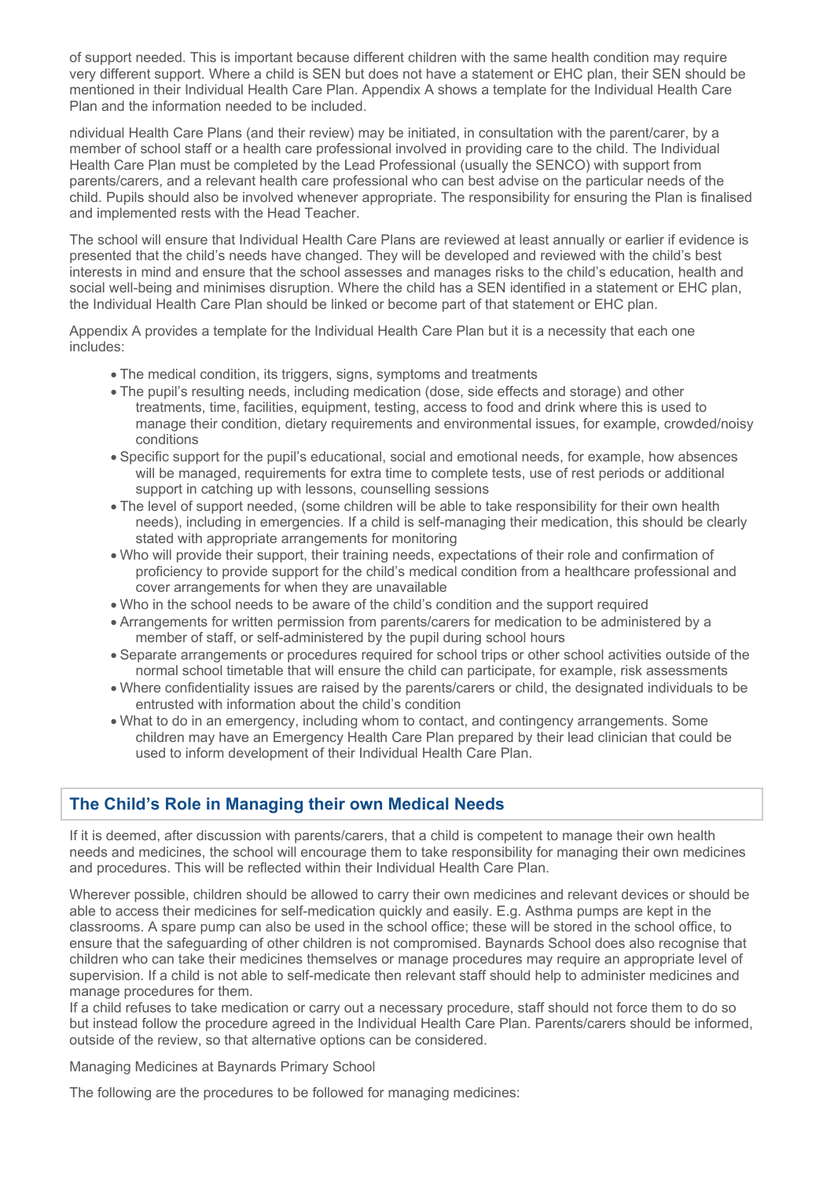of support needed. This is important because different children with the same health condition may require very different support. Where a child is SEN but does not have a statement or EHC plan, their SEN should be mentioned in their Individual Health Care Plan. Appendix A shows a template for the Individual Health Care Plan and the information needed to be included.

ndividual Health Care Plans (and their review) may be initiated, in consultation with the parent/carer, by a member of school staff or a health care professional involved in providing care to the child. The Individual Health Care Plan must be completed by the Lead Professional (usually the SENCO) with support from parents/carers, and a relevant health care professional who can best advise on the particular needs of the child. Pupils should also be involved whenever appropriate. The responsibility for ensuring the Plan is finalised and implemented rests with the Head Teacher.

The school will ensure that Individual Health Care Plans are reviewed at least annually or earlier if evidence is presented that the child's needs have changed. They will be developed and reviewed with the child's best interests in mind and ensure that the school assesses and manages risks to the child's education, health and social well-being and minimises disruption. Where the child has a SEN identified in a statement or EHC plan, the Individual Health Care Plan should be linked or become part of that statement or EHC plan.

Appendix A provides a template for the Individual Health Care Plan but it is a necessity that each one includes:

- The medical condition, its triggers, signs, symptoms and treatments
- The pupil's resulting needs, including medication (dose, side effects and storage) and other treatments, time, facilities, equipment, testing, access to food and drink where this is used to manage their condition, dietary requirements and environmental issues, for example, crowded/noisy conditions
- Specific support for the pupil's educational, social and emotional needs, for example, how absences will be managed, requirements for extra time to complete tests, use of rest periods or additional support in catching up with lessons, counselling sessions
- The level of support needed, (some children will be able to take responsibility for their own health needs), including in emergencies. If a child is self-managing their medication, this should be clearly stated with appropriate arrangements for monitoring
- Who will provide their support, their training needs, expectations of their role and confirmation of proficiency to provide support for the child's medical condition from a healthcare professional and cover arrangements for when they are unavailable
- Who in the school needs to be aware of the child's condition and the support required
- Arrangements for written permission from parents/carers for medication to be administered by a member of staff, or self-administered by the pupil during school hours
- Separate arrangements or procedures required for school trips or other school activities outside of the normal school timetable that will ensure the child can participate, for example, risk assessments
- Where confidentiality issues are raised by the parents/carers or child, the designated individuals to be entrusted with information about the child's condition
- What to do in an emergency, including whom to contact, and contingency arrangements. Some children may have an Emergency Health Care Plan prepared by their lead clinician that could be used to inform development of their Individual Health Care Plan.

## The Child's Role in Managing their own Medical Needs

If it is deemed, after discussion with parents/carers, that a child is competent to manage their own health needs and medicines, the school will encourage them to take responsibility for managing their own medicines and procedures. This will be reflected within their Individual Health Care Plan.

Wherever possible, children should be allowed to carry their own medicines and relevant devices or should be able to access their medicines for self-medication quickly and easily. E.g. Asthma pumps are kept in the classrooms. A spare pump can also be used in the school office; these will be stored in the school office, to ensure that the safeguarding of other children is not compromised. Baynards School does also recognise that children who can take their medicines themselves or manage procedures may require an appropriate level of supervision. If a child is not able to self-medicate then relevant staff should help to administer medicines and manage procedures for them.
If a child refuses to take medication or carry out a necessary procedure, staff should not force them to do so but instead follow the procedure agreed in the Individual Health Care Plan. Parents/carers should be informed, outside of the review, so that alternative options can be considered.

Managing Medicines at Baynards Primary School

The following are the procedures to be followed for managing medicines: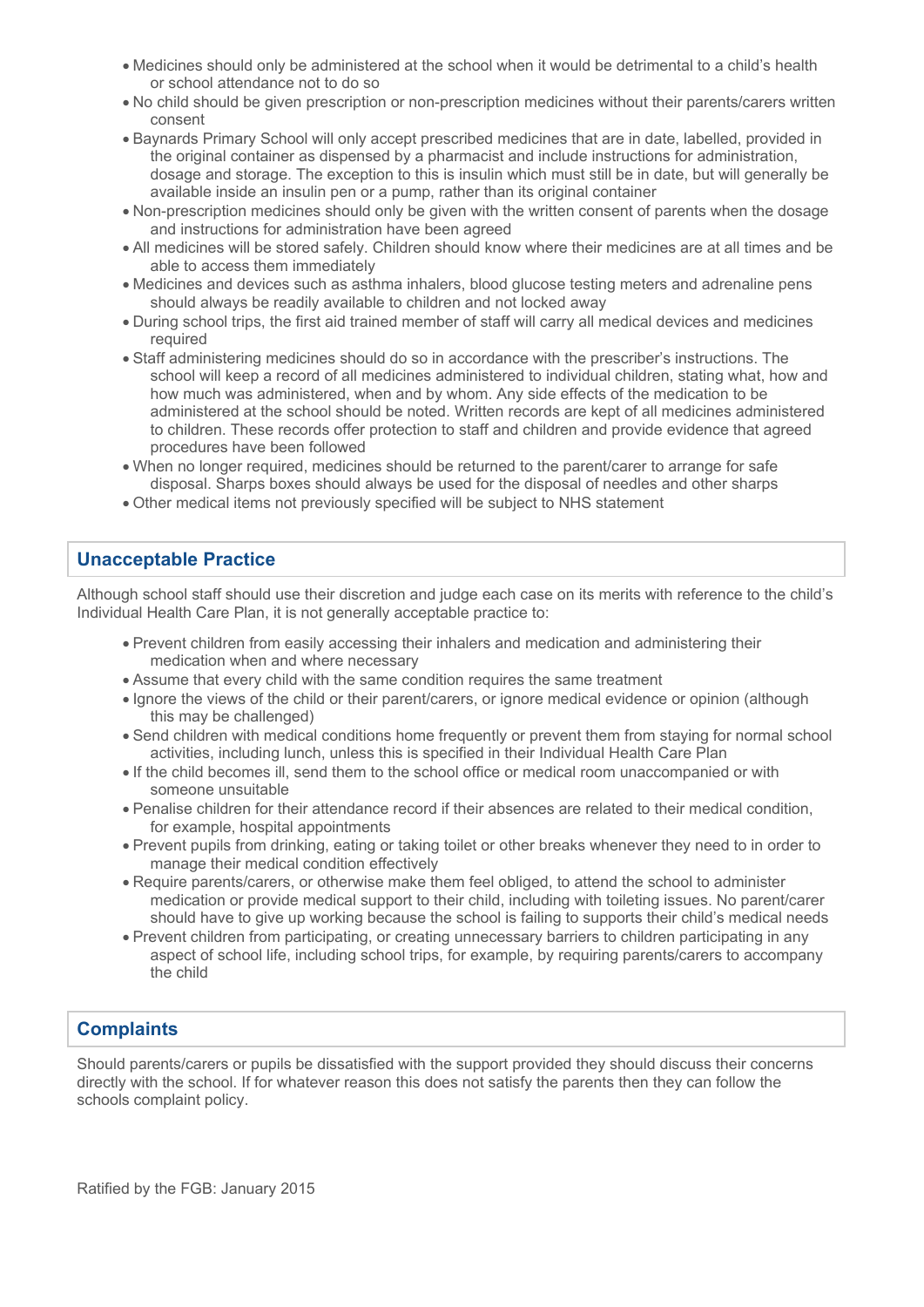- Medicines should only be administered at the school when it would be detrimental to a child's health or school attendance not to do so
- No child should be given prescription or non-prescription medicines without their parents/carers written consent
- Baynards Primary School will only accept prescribed medicines that are in date, labelled, provided in the original container as dispensed by a pharmacist and include instructions for administration, dosage and storage. The exception to this is insulin which must still be in date, but will generally be available inside an insulin pen or a pump, rather than its original container
- Non-prescription medicines should only be given with the written consent of parents when the dosage and instructions for administration have been agreed
- All medicines will be stored safely. Children should know where their medicines are at all times and be able to access them immediately
- Medicines and devices such as asthma inhalers, blood glucose testing meters and adrenaline pens should always be readily available to children and not locked away
- During school trips, the first aid trained member of staff will carry all medical devices and medicines required
- Staff administering medicines should do so in accordance with the prescriber's instructions. The school will keep a record of all medicines administered to individual children, stating what, how and how much was administered, when and by whom. Any side effects of the medication to be administered at the school should be noted. Written records are kept of all medicines administered to children. These records offer protection to staff and children and provide evidence that agreed procedures have been followed
- When no longer required, medicines should be returned to the parent/carer to arrange for safe disposal. Sharps boxes should always be used for the disposal of needles and other sharps
- Other medical items not previously specified will be subject to NHS statement

## Unacceptable Practice

Although school staff should use their discretion and judge each case on its merits with reference to the child's Individual Health Care Plan, it is not generally acceptable practice to:

- Prevent children from easily accessing their inhalers and medication and administering their medication when and where necessary
- Assume that every child with the same condition requires the same treatment
- Ignore the views of the child or their parent/carers, or ignore medical evidence or opinion (although this may be challenged)
- Send children with medical conditions home frequently or prevent them from staying for normal school activities, including lunch, unless this is specified in their Individual Health Care Plan
- If the child becomes ill, send them to the school office or medical room unaccompanied or with someone unsuitable
- Penalise children for their attendance record if their absences are related to their medical condition, for example, hospital appointments
- Prevent pupils from drinking, eating or taking toilet or other breaks whenever they need to in order to manage their medical condition effectively
- Require parents/carers, or otherwise make them feel obliged, to attend the school to administer medication or provide medical support to their child, including with toileting issues. No parent/carer should have to give up working because the school is failing to supports their child's medical needs
- Prevent children from participating, or creating unnecessary barriers to children participating in any aspect of school life, including school trips, for example, by requiring parents/carers to accompany the child

## Complaints

Should parents/carers or pupils be dissatisfied with the support provided they should discuss their concerns directly with the school. If for whatever reason this does not satisfy the parents then they can follow the schools complaint policy.

Ratified by the FGB: January 2015